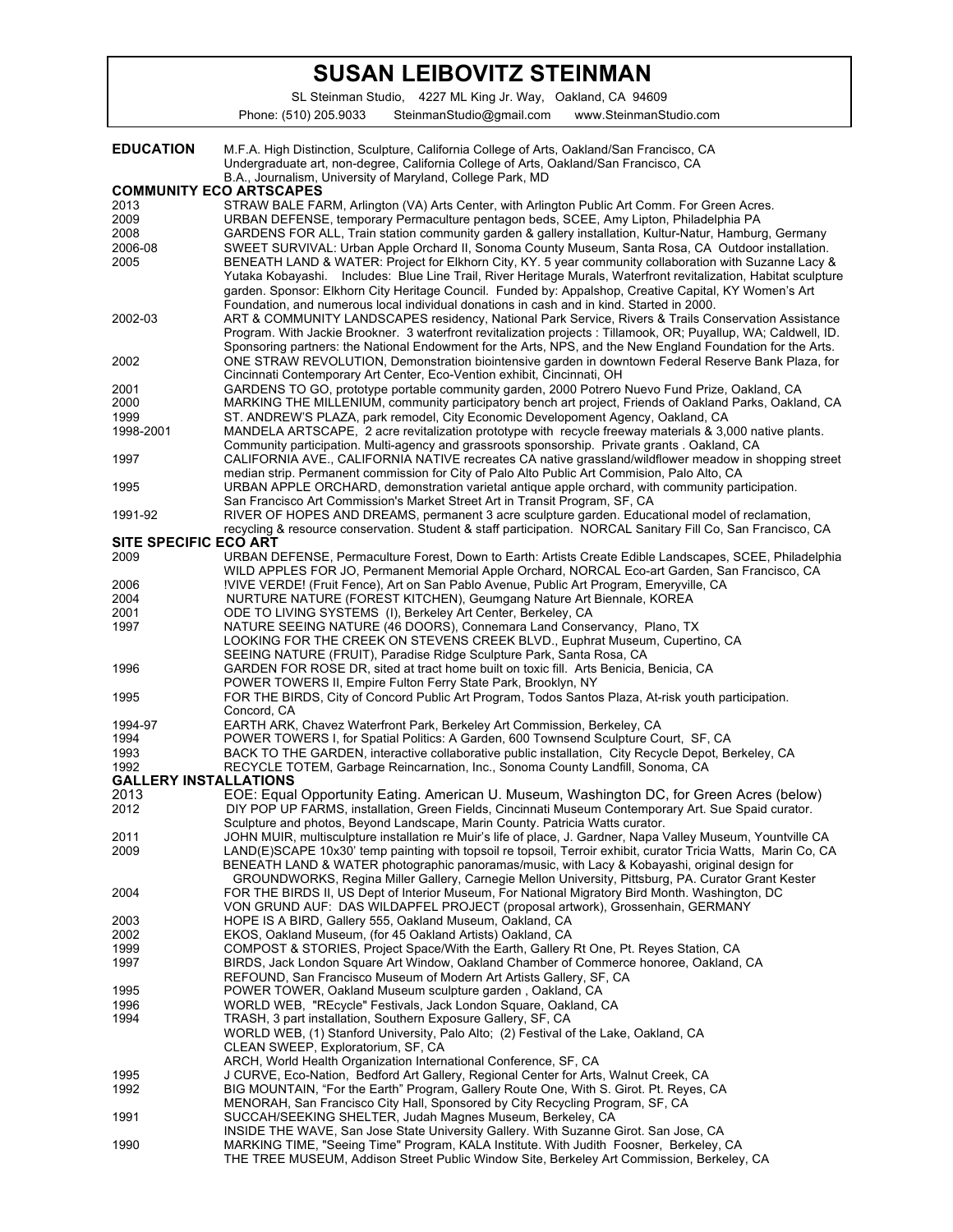# SUSAN LEIBOVITZ STEINMAN

SL Steinman Studio, 4227 ML King Jr. Way, Oakland, CA 94609
Phone: (510) 205.9033 SteinmanStudio@gmail.com www.SteinmanStudio.com

## EDUCATION

M.F.A. High Distinction, Sculpture, California College of Arts, Oakland/San Francisco, CA
Undergraduate art, non-degree, California College of Arts, Oakland/San Francisco, CA
B.A., Journalism, University of Maryland, College Park, MD

## COMMUNITY ECO ARTSCAPES

| | |
|---|---|
| 2013 | STRAW BALE FARM, Arlington (VA) Arts Center, with Arlington Public Art Comm. For Green Acres. |
| 2009 | URBAN DEFENSE, temporary Permaculture pentagon beds, SCEE, Amy Lipton, Philadelphia PA |
| 2008 | GARDENS FOR ALL, Train station community garden & gallery installation, Kultur-Natur, Hamburg, Germany |
| 2006-08 | SWEET SURVIVAL: Urban Apple Orchard II, Sonoma County Museum, Santa Rosa, CA Outdoor installation. |
| 2005 | BENEATH LAND & WATER: Project for Elkhorn City, KY. 5 year community collaboration with Suzanne Lacy & Yutaka Kobayashi. Includes: Blue Line Trail, River Heritage Murals, Waterfront revitalization, Habitat sculpture garden. Sponsor: Elkhorn City Heritage Council. Funded by: Appalshop, Creative Capital, KY Women's Art Foundation, and numerous local individual donations in cash and in kind. Started in 2000. |
| 2002-03 | ART & COMMUNITY LANDSCAPES residency, National Park Service, Rivers & Trails Conservation Assistance Program. With Jackie Brookner. 3 waterfront revitalization projects : Tillamook, OR; Puyallup, WA; Caldwell, ID. Sponsoring partners: the National Endowment for the Arts, NPS, and the New England Foundation for the Arts. |
| 2002 | ONE STRAW REVOLUTION, Demonstration biointensive garden in downtown Federal Reserve Bank Plaza, for Cincinnati Contemporary Art Center, Eco-Vention exhibit, Cincinnati, OH |
| 2001 | GARDENS TO GO, prototype portable community garden, 2000 Potrero Nuevo Fund Prize, Oakland, CA |
| 2000 | MARKING THE MILLENIUM, community participatory bench art project, Friends of Oakland Parks, Oakland, CA |
| 1999 | ST. ANDREW'S PLAZA, park remodel, City Economic Developoment Agency, Oakland, CA |
| 1998-2001 | MANDELA ARTSCAPE, 2 acre revitalization prototype with recycle freeway materials & 3,000 native plants. Community participation. Multi-agency and grassroots sponsorship. Private grants . Oakland, CA |
| 1997 | CALIFORNIA AVE., CALIFORNIA NATIVE recreates CA native grassland/wildflower meadow in shopping street median strip. Permanent commission for City of Palo Alto Public Art Commision, Palo Alto, CA |
| 1995 | URBAN APPLE ORCHARD, demonstration varietal antique apple orchard, with community participation. San Francisco Art Commission's Market Street Art in Transit Program, SF, CA |
| 1991-92 | RIVER OF HOPES AND DREAMS, permanent 3 acre sculpture garden. Educational model of reclamation, recycling & resource conservation. Student & staff participation. NORCAL Sanitary Fill Co, San Francisco, CA |

## SITE SPECIFIC ECO ART

| | |
|---|---|
| 2009 | URBAN DEFENSE, Permaculture Forest, Down to Earth: Artists Create Edible Landscapes, SCEE, Philadelphia<br>WILD APPLES FOR JO, Permanent Memorial Apple Orchard, NORCAL Eco-art Garden, San Francisco, CA |
| 2006 | !VIVE VERDE! (Fruit Fence), Art on San Pablo Avenue, Public Art Program, Emeryville, CA |
| 2004 | NURTURE NATURE (FOREST KITCHEN), Geumgang Nature Art Biennale, KOREA |
| 2001 | ODE TO LIVING SYSTEMS (I), Berkeley Art Center, Berkeley, CA |
| 1997 | NATURE SEEING NATURE (46 DOORS), Connemara Land Conservancy, Plano, TX<br>LOOKING FOR THE CREEK ON STEVENS CREEK BLVD., Euphrat Museum, Cupertino, CA<br>SEEING NATURE (FRUIT), Paradise Ridge Sculpture Park, Santa Rosa, CA |
| 1996 | GARDEN FOR ROSE DR, sited at tract home built on toxic fill. Arts Benicia, Benicia, CA<br>POWER TOWERS II, Empire Fulton Ferry State Park, Brooklyn, NY |
| 1995 | FOR THE BIRDS, City of Concord Public Art Program, Todos Santos Plaza, At-risk youth participation. Concord, CA |
| 1994-97 | EARTH ARK, Chavez Waterfront Park, Berkeley Art Commission, Berkeley, CA |
| 1994 | POWER TOWERS I, for Spatial Politics: A Garden, 600 Townsend Sculpture Court, SF, CA |
| 1993 | BACK TO THE GARDEN, interactive collaborative public installation, City Recycle Depot, Berkeley, CA |
| 1992 | RECYCLE TOTEM, Garbage Reincarnation, Inc., Sonoma County Landfill, Sonoma, CA |

## GALLERY INSTALLATIONS

| | |
|---|---|
| 2013 | EOE: Equal Opportunity Eating. American U. Museum, Washington DC, for Green Acres (below) |
| 2012 | DIY POP UP FARMS, installation, Green Fields, Cincinnati Museum Contemporary Art. Sue Spaid curator. Sculpture and photos, Beyond Landscape, Marin County. Patricia Watts curator. |
| 2011 | JOHN MUIR, multisculpture installation re Muir's life of place, J. Gardner, Napa Valley Museum, Yountville CA |
| 2009 | LAND(E)SCAPE 10x30' temp painting with topsoil re topsoil, Terroir exhibit, curator Tricia Watts, Marin Co, CA<br>BENEATH LAND & WATER photographic panoramas/music, with Lacy & Kobayashi, original design for GROUNDWORKS, Regina Miller Gallery, Carnegie Mellon University, Pittsburg, PA. Curator Grant Kester |
| 2004 | FOR THE BIRDS II, US Dept of Interior Museum, For National Migratory Bird Month. Washington, DC<br>VON GRUND AUF: DAS WILDAPFEL PROJECT (proposal artwork), Grossenhain, GERMANY |
| 2003 | HOPE IS A BIRD, Gallery 555, Oakland Museum, Oakland, CA |
| 2002 | EKOS, Oakland Museum, (for 45 Oakland Artists) Oakland, CA |
| 1999 | COMPOST & STORIES, Project Space/With the Earth, Gallery Rt One, Pt. Reyes Station, CA |
| 1997 | BIRDS, Jack London Square Art Window, Oakland Chamber of Commerce honoree, Oakland, CA<br>REFOUND, San Francisco Museum of Modern Art Artists Gallery, SF, CA |
| 1995 | POWER TOWER, Oakland Museum sculpture garden , Oakland, CA |
| 1996 | WORLD WEB, "REcycle" Festivals, Jack London Square, Oakland, CA |
| 1994 | TRASH, 3 part installation, Southern Exposure Gallery, SF, CA<br>WORLD WEB, (1) Stanford University, Palo Alto; (2) Festival of the Lake, Oakland, CA<br>CLEAN SWEEP, Exploratorium, SF, CA<br>ARCH, World Health Organization International Conference, SF, CA |
| 1995 | J CURVE, Eco-Nation, Bedford Art Gallery, Regional Center for Arts, Walnut Creek, CA |
| 1992 | BIG MOUNTAIN, "For the Earth" Program, Gallery Route One, With S. Girot. Pt. Reyes, CA<br>MENORAH, San Francisco City Hall, Sponsored by City Recycling Program, SF, CA |
| 1991 | SUCCAH/SEEKING SHELTER, Judah Magnes Museum, Berkeley, CA<br>INSIDE THE WAVE, San Jose State University Gallery. With Suzanne Girot. San Jose, CA |
| 1990 | MARKING TIME, "Seeing Time" Program, KALA Institute. With Judith Foosner, Berkeley, CA<br>THE TREE MUSEUM, Addison Street Public Window Site, Berkeley Art Commission, Berkeley, CA |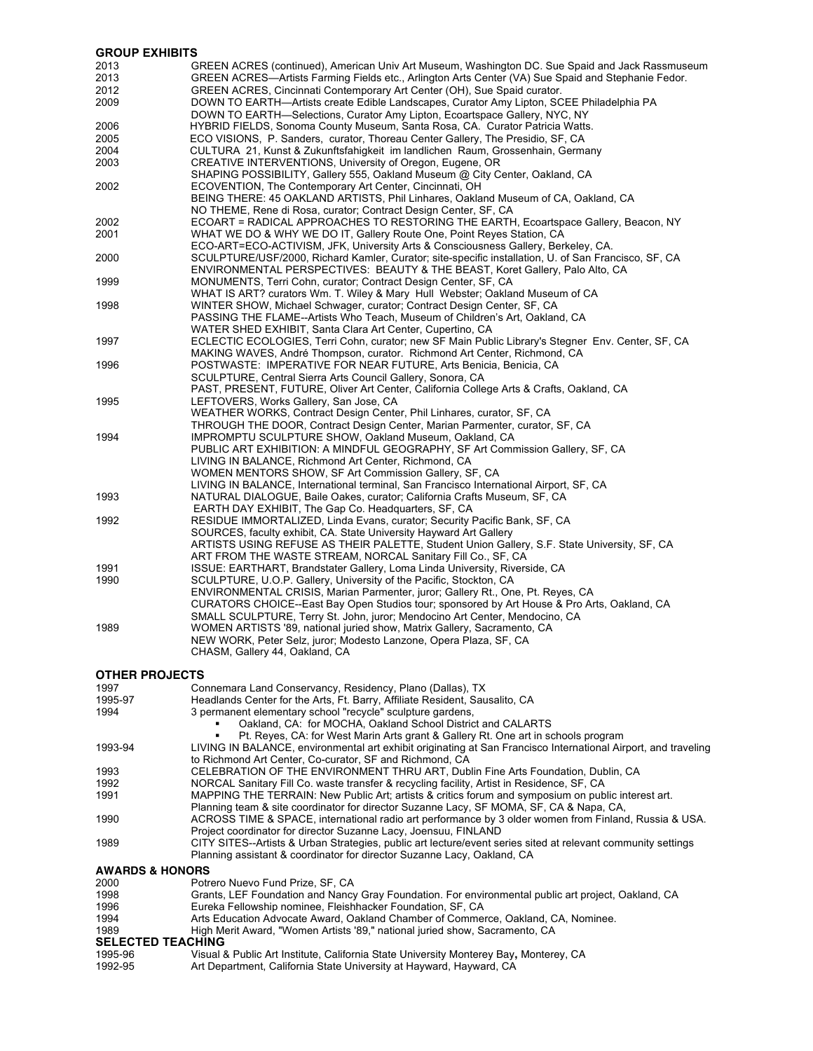## GROUP EXHIBITS

| | |
|---|---|
| 2013 | GREEN ACRES (continued), American Univ Art Museum, Washington DC. Sue Spaid and Jack Rassmuseum |
| 2013 | GREEN ACRES—Artists Farming Fields etc., Arlington Arts Center (VA) Sue Spaid and Stephanie Fedor. |
| 2012 | GREEN ACRES, Cincinnati Contemporary Art Center (OH), Sue Spaid curator. |
| 2009 | DOWN TO EARTH—Artists create Edible Landscapes, Curator Amy Lipton, SCEE Philadelphia PA |
| | DOWN TO EARTH—Selections, Curator Amy Lipton, Ecoartspace Gallery, NYC, NY |
| 2006 | HYBRID FIELDS, Sonoma County Museum, Santa Rosa, CA. Curator Patricia Watts. |
| 2005 | ECO VISIONS, P. Sanders, curator, Thoreau Center Gallery, The Presidio, SF, CA |
| 2004 | CULTURA 21, Kunst & Zukunftsfahigkeit im landlichen Raum, Grossenhain, Germany |
| 2003 | CREATIVE INTERVENTIONS, University of Oregon, Eugene, OR |
| | SHAPING POSSIBILITY, Gallery 555, Oakland Museum @ City Center, Oakland, CA |
| 2002 | ECOVENTION, The Contemporary Art Center, Cincinnati, OH |
| | BEING THERE: 45 OAKLAND ARTISTS, Phil Linhares, Oakland Museum of CA, Oakland, CA |
| | NO THEME, Rene di Rosa, curator; Contract Design Center, SF, CA |
| 2002 | ECOART = RADICAL APPROACHES TO RESTORING THE EARTH, Ecoartspace Gallery, Beacon, NY |
| 2001 | WHAT WE DO & WHY WE DO IT, Gallery Route One, Point Reyes Station, CA |
| | ECO-ART=ECO-ACTIVISM, JFK, University Arts & Consciousness Gallery, Berkeley, CA. |
| 2000 | SCULPTURE/USF/2000, Richard Kamler, Curator; site-specific installation, U. of San Francisco, SF, CA |
| | ENVIRONMENTAL PERSPECTIVES: BEAUTY & THE BEAST, Koret Gallery, Palo Alto, CA |
| 1999 | MONUMENTS, Terri Cohn, curator; Contract Design Center, SF, CA |
| | WHAT IS ART? curators Wm. T. Wiley & Mary Hull Webster; Oakland Museum of CA |
| 1998 | WINTER SHOW, Michael Schwager, curator; Contract Design Center, SF, CA |
| | PASSING THE FLAME--Artists Who Teach, Museum of Children's Art, Oakland, CA |
| | WATER SHED EXHIBIT, Santa Clara Art Center, Cupertino, CA |
| 1997 | ECLECTIC ECOLOGIES, Terri Cohn, curator; new SF Main Public Library's Stegner Env. Center, SF, CA |
| | MAKING WAVES, André Thompson, curator. Richmond Art Center, Richmond, CA |
| 1996 | POSTWASTE: IMPERATIVE FOR NEAR FUTURE, Arts Benicia, Benicia, CA |
| | SCULPTURE, Central Sierra Arts Council Gallery, Sonora, CA |
| | PAST, PRESENT, FUTURE, Oliver Art Center, California College Arts & Crafts, Oakland, CA |
| 1995 | LEFTOVERS, Works Gallery, San Jose, CA |
| | WEATHER WORKS, Contract Design Center, Phil Linhares, curator, SF, CA |
| | THROUGH THE DOOR, Contract Design Center, Marian Parmenter, curator, SF, CA |
| 1994 | IMPROMPTU SCULPTURE SHOW, Oakland Museum, Oakland, CA |
| | PUBLIC ART EXHIBITION: A MINDFUL GEOGRAPHY, SF Art Commission Gallery, SF, CA |
| | LIVING IN BALANCE, Richmond Art Center, Richmond, CA |
| | WOMEN MENTORS SHOW, SF Art Commission Gallery, SF, CA |
| | LIVING IN BALANCE, International terminal, San Francisco International Airport, SF, CA |
| 1993 | NATURAL DIALOGUE, Baile Oakes, curator; California Crafts Museum, SF, CA |
| | EARTH DAY EXHIBIT, The Gap Co. Headquarters, SF, CA |
| 1992 | RESIDUE IMMORTALIZED, Linda Evans, curator; Security Pacific Bank, SF, CA |
| | SOURCES, faculty exhibit, CA. State University Hayward Art Gallery |
| | ARTISTS USING REFUSE AS THEIR PALETTE, Student Union Gallery, S.F. State University, SF, CA |
| | ART FROM THE WASTE STREAM, NORCAL Sanitary Fill Co., SF, CA |
| 1991 | ISSUE: EARTHART, Brandstater Gallery, Loma Linda University, Riverside, CA |
| 1990 | SCULPTURE, U.O.P. Gallery, University of the Pacific, Stockton, CA |
| | ENVIRONMENTAL CRISIS, Marian Parmenter, juror; Gallery Rt., One, Pt. Reyes, CA |
| | CURATORS CHOICE--East Bay Open Studios tour; sponsored by Art House & Pro Arts, Oakland, CA |
| | SMALL SCULPTURE, Terry St. John, juror; Mendocino Art Center, Mendocino, CA |
| 1989 | WOMEN ARTISTS '89, national juried show, Matrix Gallery, Sacramento, CA |
| | NEW WORK, Peter Selz, juror; Modesto Lanzone, Opera Plaza, SF, CA |
| | CHASM, Gallery 44, Oakland, CA |

## OTHER PROJECTS

| | |
|---|---|
| 1997 | Connemara Land Conservancy, Residency, Plano (Dallas), TX |
| 1995-97 | Headlands Center for the Arts, Ft. Barry, Affiliate Resident, Sausalito, CA |
| 1994 | 3 permanent elementary school "recycle" sculpture gardens, ▪ Oakland, CA: for MOCHA, Oakland School District and CALARTS ▪ Pt. Reyes, CA: for West Marin Arts grant & Gallery Rt. One art in schools program |
| 1993-94 | LIVING IN BALANCE, environmental art exhibit originating at San Francisco International Airport, and traveling to Richmond Art Center, Co-curator, SF and Richmond, CA |
| 1993 | CELEBRATION OF THE ENVIRONMENT THRU ART, Dublin Fine Arts Foundation, Dublin, CA |
| 1992 | NORCAL Sanitary Fill Co. waste transfer & recycling facility, Artist in Residence, SF, CA |
| 1991 | MAPPING THE TERRAIN: New Public Art; artists & critics forum and symposium on public interest art. Planning team & site coordinator for director Suzanne Lacy, SF MOMA, SF, CA & Napa, CA, |
| 1990 | ACROSS TIME & SPACE, international radio art performance by 3 older women from Finland, Russia & USA. Project coordinator for director Suzanne Lacy, Joensuu, FINLAND |
| 1989 | CITY SITES--Artists & Urban Strategies, public art lecture/event series sited at relevant community settings Planning assistant & coordinator for director Suzanne Lacy, Oakland, CA |

## AWARDS & HONORS

| | |
|---|---|
| 2000 | Potrero Nuevo Fund Prize, SF, CA |
| 1998 | Grants, LEF Foundation and Nancy Gray Foundation. For environmental public art project, Oakland, CA |
| 1996 | Eureka Fellowship nominee, Fleishhacker Foundation, SF, CA |
| 1994 | Arts Education Advocate Award, Oakland Chamber of Commerce, Oakland, CA, Nominee. |
| 1989 | High Merit Award, "Women Artists '89," national juried show, Sacramento, CA |

## SELECTED TEACHING

| | |
|---|---|
| 1995-96 | Visual & Public Art Institute, California State University Monterey Bay, Monterey, CA |
| 1992-95 | Art Department, California State University at Hayward, Hayward, CA |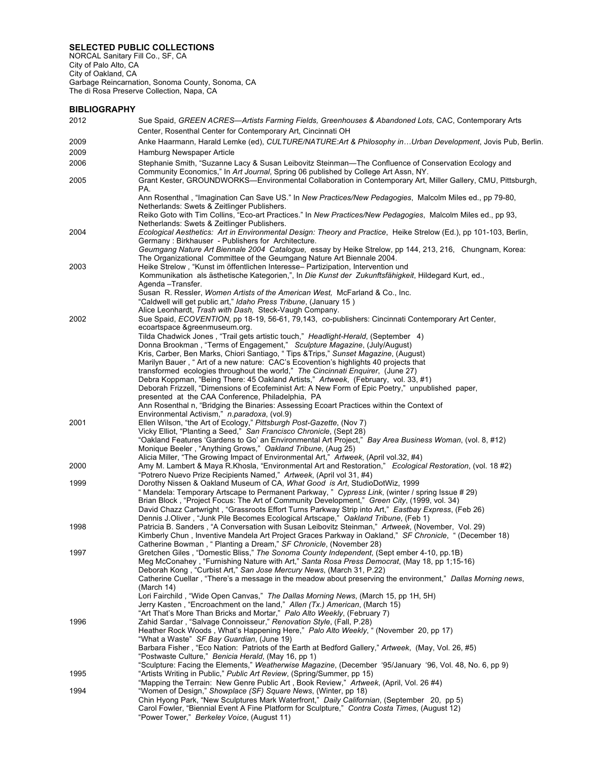## SELECTED PUBLIC COLLECTIONS

NORCAL Sanitary Fill Co., SF, CA
City of Palo Alto, CA
City of Oakland, CA
Garbage Reincarnation, Sonoma County, Sonoma, CA
The di Rosa Preserve Collection, Napa, CA

## BIBLIOGRAPHY

**2012**

Sue Spaid, *GREEN ACRES—Artists Farming Fields, Greenhouses & Abandoned Lots,* CAC, Contemporary Arts Center, Rosenthal Center for Contemporary Art, Cincinnati OH

**2009**

Anke Haarmann, Harald Lemke (ed), *CULTURE/NATURE:Art & Philosophy in…Urban Development*, Jovis Pub, Berlin.

**2009**

Hamburg Newspaper Article

**2006**

Stephanie Smith, "Suzanne Lacy & Susan Leibovitz Steinman—The Confluence of Conservation Ecology and Community Economics," In *Art Journal*, Spring 06 published by College Art Assn, NY.

**2005**

Grant Kester, GROUNDWORKS—Environmental Collaboration in Contemporary Art, Miller Gallery, CMU, Pittsburgh, PA.

Ann Rosenthal , "Imagination Can Save US." In *New Practices/New Pedagogies*, Malcolm Miles ed., pp 79-80, Netherlands: Swets & Zeitlinger Publishers.

Reiko Goto with Tim Collins, "Eco-art Practices." In *New Practices/New Pedagogies*, Malcolm Miles ed., pp 93, Netherlands: Swets & Zeitlinger Publishers.

**2004**

*Ecological Aesthetics: Art in Environmental Design: Theory and Practice*, Heike Strelow (Ed.), pp 101-103, Berlin, Germany : Birkhauser - Publishers for Architecture.

*Geumgang Nature Art Biennale 2004 Catalogue,* essay by Heike Strelow, pp 144, 213, 216, Chungnam, Korea: The Organizational Committee of the Geumgang Nature Art Biennale 2004.

**2003**

Heike Strelow , "Kunst im öffentlichen Interesse– Partizipation, Intervention und Kommunikation als ästhetische Kategorien,", In *Die Kunst der Zukunftsfähigkeit*, Hildegard Kurt, ed., Agenda –Transfer.

Susan R. Ressler, *Women Artists of the American West,* McFarland & Co., Inc.

"Caldwell will get public art," *Idaho Press Tribune*, (January 15 )

Alice Leonhardt, *Trash with Dash,* Steck-Vaugh Company.

**2002**

Sue Spaid, *ECOVENTION,* pp 18-19, 56-61, 79,143, co-publishers: Cincinnati Contemporary Art Center, ecoartspace &greenmuseum.org.

Tilda Chadwick Jones , "Trail gets artistic touch," *Headlight-Herald*, (September 4)

Donna Brookman , "Terms of Engagement," *Sculpture Magazine*, (July/August)

Kris, Carber, Ben Marks, Chiori Santiago, " Tips &Trips," *Sunset Magazine*, (August)

Marilyn Bauer , " Art of a new nature: CAC's Ecovention's highlights 40 projects that transformed ecologies throughout the world," *The Cincinnati Enquirer*, (June 27)

Debra Koppman, "Being There: 45 Oakland Artists," *Artweek*, (February, vol. 33, #1)

Deborah Frizzell, "Dimensions of Ecofeminist Art: A New Form of Epic Poetry," unpublished paper, presented at the CAA Conference, Philadelphia, PA

Ann Rosenthal n, "Bridging the Binaries: Assessing Ecoart Practices within the Context of Environmental Activism," *n.paradoxa*, (vol.9)

**2001**

Ellen Wilson, "the Art of Ecology," *Pittsburgh Post-Gazette*, (Nov 7)

Vicky Elliot, "Planting a Seed," *San Francisco Chronicle*, (Sept 28)

"Oakland Features 'Gardens to Go' an Environmental Art Project," *Bay Area Business Woman*, (vol. 8, #12)

Monique Beeler , "Anything Grows," *Oakland Tribune*, (Aug 25)

Alicia Miller, "The Growing Impact of Environmental Art," *Artweek*, (April vol.32, #4)

**2000**

Amy M. Lambert & Maya R.Khosla, "Environmental Art and Restoration," *Ecological Restoration*, (vol. 18 #2)

"Potrero Nuevo Prize Recipients Named," *Artweek*, (April vol 31, #4)

**1999**

Dorothy Nissen & Oakland Museum of CA, *What Good is Art*, StudioDotWiz, 1999

" Mandela: Temporary Artscape to Permanent Parkway, " *Cypress Link*, (winter / spring Issue # 29)

Brian Block , "Project Focus: The Art of Community Development," *Green City*, (1999, vol. 34)

David Chazz Cartwright , "Grassroots Effort Turns Parkway Strip into Art," *Eastbay Express*, (Feb 26)

Dennis J.Oliver , "Junk Pile Becomes Ecological Artscape," *Oakland Tribune*, (Feb 1)

**1998**

Patricia B. Sanders , "A Conversation with Susan Leibovitz Steinman," *Artweek*, (November, Vol. 29)

Kimberly Chun , Inventive Mandela Art Project Graces Parkway in Oakland," *SF Chronicle*, " (December 18)

Catherine Bowman , " Planting a Dream," *SF Chronicle*, (November 28)

**1997**

Gretchen Giles , "Domestic Bliss," *The Sonoma County Independent*, (Sept ember 4-10, pp.1B)

Meg McConahey , "Furnishing Nature with Art," *Santa Rosa Press Democrat*, (May 18, pp 1;15-16)

Deborah Kong , "Curbist Art," *San Jose Mercury News*, (March 31, P.22)

Catherine Cuellar , "There's a message in the meadow about preserving the environment," *Dallas Morning news*, (March 14)

Lori Fairchild , "Wide Open Canvas," *The Dallas Morning News*, (March 15, pp 1H, 5H)

Jerry Kasten , "Encroachment on the land," *Allen (Tx.) American*, (March 15)

"Art That's More Than Bricks and Mortar," *Palo Alto Weekly*, (February 7)

**1996**

Zahid Sardar , "Salvage Connoisseur," *Renovation Style*, (Fall, P.28)

Heather Rock Woods , What's Happening Here," *Palo Alto Weekly*, " (November 20, pp 17)

"What a Waste" *SF Bay Guardian*, (June 19)

Barbara Fisher , "Eco Nation: Patriots of the Earth at Bedford Gallery," *Artweek*, (May, Vol. 26, #5)

"Postwaste Culture," *Benicia Herald*, (May 16, pp 1)

"Sculpture: Facing the Elements," *Weatherwise Magazine*, (December '95/January '96, Vol. 48, No. 6, pp 9)

**1995**

"Artists Writing in Public," *Public Art Review*, (Spring/Summer, pp 15)

"Mapping the Terrain: New Genre Public Art , Book Review," *Artweek*, (April, Vol. 26 #4)

**1994**

"Women of Design," *Showplace (SF) Square News*, (Winter, pp 18)

Chin Hyong Park, "New Sculptures Mark Waterfront," *Daily Californian*, (September 20, pp 5)

Carol Fowler, "Biennial Event A Fine Platform for Sculpture," *Contra Costa Times*, (August 12)

"Power Tower," *Berkeley Voice*, (August 11)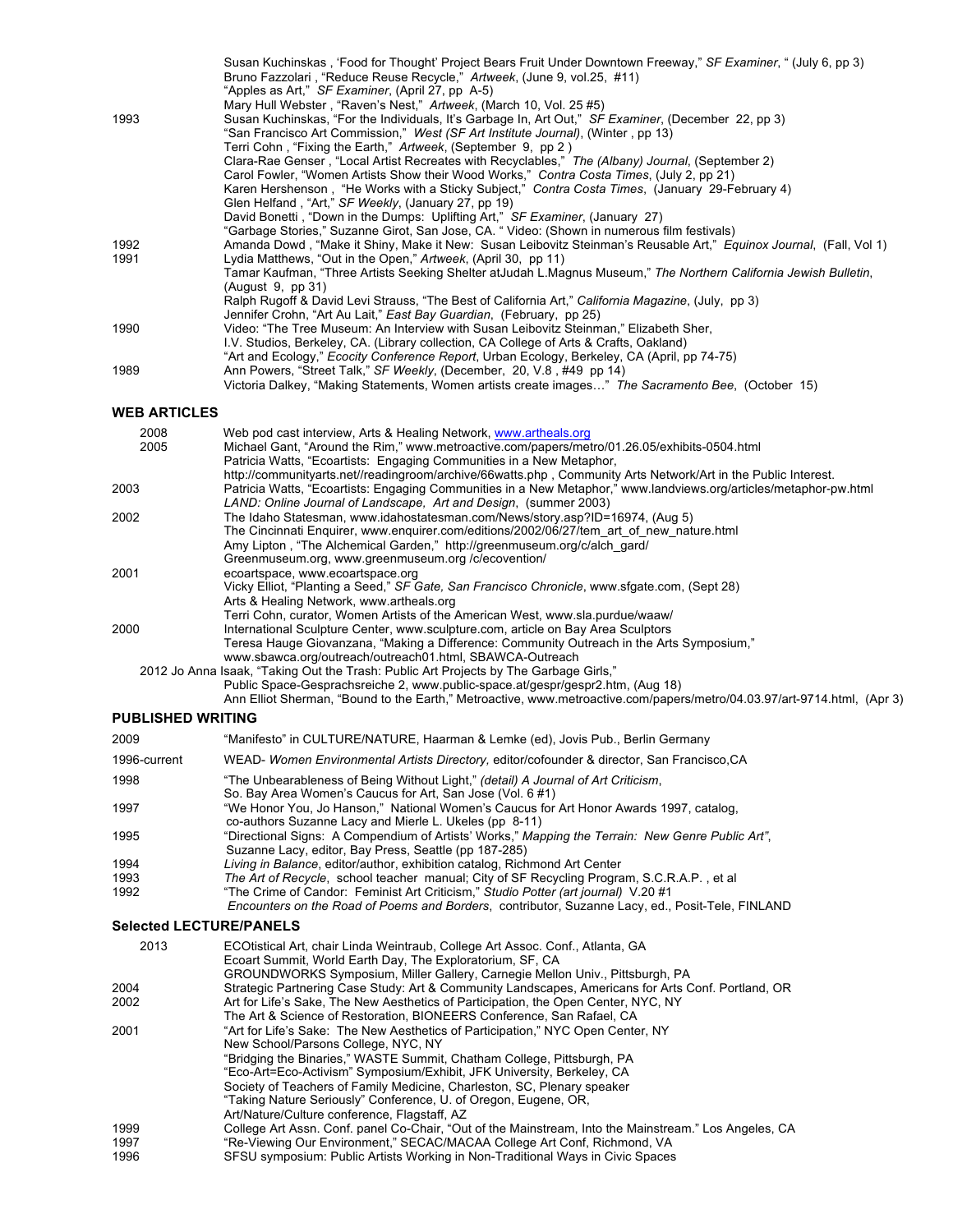Susan Kuchinskas , 'Food for Thought' Project Bears Fruit Under Downtown Freeway," *SF Examiner*, " (July 6, pp 3)
Bruno Fazzolari , "Reduce Reuse Recycle," *Artweek*, (June 9, vol.25, #11)
"Apples as Art," *SF Examiner*, (April 27, pp A-5)
Mary Hull Webster , "Raven's Nest," *Artweek*, (March 10, Vol. 25 #5)

1993 Susan Kuchinskas, "For the Individuals, It's Garbage In, Art Out," *SF Examiner*, (December 22, pp 3)
"San Francisco Art Commission," *West (SF Art Institute Journal)*, (Winter , pp 13)
Terri Cohn , "Fixing the Earth," *Artweek*, (September 9, pp 2 )
Clara-Rae Genser , "Local Artist Recreates with Recyclables," *The (Albany) Journal*, (September 2)
Carol Fowler, "Women Artists Show their Wood Works," *Contra Costa Times*, (July 2, pp 21)
Karen Hershenson , "He Works with a Sticky Subject," *Contra Costa Times*, (January 29-February 4)
Glen Helfand , "Art," *SF Weekly*, (January 27, pp 19)
David Bonetti , "Down in the Dumps: Uplifting Art," *SF Examiner*, (January 27)
"Garbage Stories," Suzanne Girot, San Jose, CA. " Video: (Shown in numerous film festivals)

1992 Amanda Dowd , "Make it Shiny, Make it New: Susan Leibovitz Steinman's Reusable Art," *Equinox Journal*, (Fall, Vol 1)

1991 Lydia Matthews, "Out in the Open," *Artweek*, (April 30, pp 11)
Tamar Kaufman, "Three Artists Seeking Shelter atJudah L.Magnus Museum," *The Northern California Jewish Bulletin*, (August 9, pp 31)
Ralph Rugoff & David Levi Strauss, "The Best of California Art," *California Magazine*, (July, pp 3)
Jennifer Crohn, "Art Au Lait," *East Bay Guardian*, (February, pp 25)

1990 Video: "The Tree Museum: An Interview with Susan Leibovitz Steinman," Elizabeth Sher, I.V. Studios, Berkeley, CA. (Library collection, CA College of Arts & Crafts, Oakland)
"Art and Ecology," *Ecocity Conference Report*, Urban Ecology, Berkeley, CA (April, pp 74-75)

1989 Ann Powers, "Street Talk," *SF Weekly*, (December, 20, V.8 , #49 pp 14)
Victoria Dalkey, "Making Statements, Women artists create images…" *The Sacramento Bee*, (October 15)

## WEB ARTICLES

2008 Web pod cast interview, Arts & Healing Network, www.artheals.org

2005 Michael Gant, "Around the Rim," www.metroactive.com/papers/metro/01.26.05/exhibits-0504.html
Patricia Watts, "Ecoartists: Engaging Communities in a New Metaphor,
http://communityarts.net//readingroom/archive/66watts.php , Community Arts Network/Art in the Public Interest.

2003 Patricia Watts, "Ecoartists: Engaging Communities in a New Metaphor," www.landviews.org/articles/metaphor-pw.html
*LAND: Online Journal of Landscape, Art and Design*, (summer 2003)

2002 The Idaho Statesman, www.idahostatesman.com/News/story.asp?ID=16974, (Aug 5)
The Cincinnati Enquirer, www.enquirer.com/editions/2002/06/27/tem_art_of_new_nature.html
Amy Lipton , "The Alchemical Garden," http://greenmuseum.org/c/alch_gard/
Greenmuseum.org, www.greenmuseum.org /c/ecovention/

2001 ecoartspace, www.ecoartspace.org
Vicky Elliot, "Planting a Seed," *SF Gate, San Francisco Chronicle*, www.sfgate.com, (Sept 28)
Arts & Healing Network, www.artheals.org
Terri Cohn, curator, Women Artists of the American West, www.sla.purdue/waaw/

2000 International Sculpture Center, www.sculpture.com, article on Bay Area Sculptors
Teresa Hauge Giovanzana, "Making a Difference: Community Outreach in the Arts Symposium,"
www.sbawca.org/outreach/outreach01.html, SBAWCA-Outreach

2012 Jo Anna Isaak, "Taking Out the Trash: Public Art Projects by The Garbage Girls,"
Public Space-Gesprachsreiche 2, www.public-space.at/gespr/gespr2.htm, (Aug 18)
Ann Elliot Sherman, "Bound to the Earth," Metroactive, www.metroactive.com/papers/metro/04.03.97/art-9714.html, (Apr 3)

## PUBLISHED WRITING

2009 "Manifesto" in CULTURE/NATURE, Haarman & Lemke (ed), Jovis Pub., Berlin Germany

1996-current WEAD- *Women Environmental Artists Directory,* editor/cofounder & director, San Francisco,CA

1998 "The Unbearableness of Being Without Light," *(detail) A Journal of Art Criticism*, So. Bay Area Women's Caucus for Art, San Jose (Vol. 6 #1)

1997 "We Honor You, Jo Hanson," National Women's Caucus for Art Honor Awards 1997, catalog, co-authors Suzanne Lacy and Mierle L. Ukeles (pp 8-11)

1995 "Directional Signs: A Compendium of Artists' Works," *Mapping the Terrain: New Genre Public Art"*, Suzanne Lacy, editor, Bay Press, Seattle (pp 187-285)

1994 *Living in Balance*, editor/author, exhibition catalog, Richmond Art Center

1993 *The Art of Recycle*, school teacher manual; City of SF Recycling Program, S.C.R.A.P. , et al

1992 "The Crime of Candor: Feminist Art Criticism," *Studio Potter (art journal)* V.20 #1
*Encounters on the Road of Poems and Borders*, contributor, Suzanne Lacy, ed., Posit-Tele, FINLAND

## Selected LECTURE/PANELS

2013 ECOtistical Art, chair Linda Weintraub, College Art Assoc. Conf., Atlanta, GA
Ecoart Summit, World Earth Day, The Exploratorium, SF, CA
GROUNDWORKS Symposium, Miller Gallery, Carnegie Mellon Univ., Pittsburgh, PA

2004 Strategic Partnering Case Study: Art & Community Landscapes, Americans for Arts Conf. Portland, OR

2002 Art for Life's Sake, The New Aesthetics of Participation, the Open Center, NYC, NY
The Art & Science of Restoration, BIONEERS Conference, San Rafael, CA

2001 "Art for Life's Sake: The New Aesthetics of Participation," NYC Open Center, NY
New School/Parsons College, NYC, NY
"Bridging the Binaries," WASTE Summit, Chatham College, Pittsburgh, PA
"Eco-Art=Eco-Activism" Symposium/Exhibit, JFK University, Berkeley, CA
Society of Teachers of Family Medicine, Charleston, SC, Plenary speaker
"Taking Nature Seriously" Conference, U. of Oregon, Eugene, OR,
Art/Nature/Culture conference, Flagstaff, AZ

1999 College Art Assn. Conf. panel Co-Chair, "Out of the Mainstream, Into the Mainstream." Los Angeles, CA

1997 "Re-Viewing Our Environment," SECAC/MACAA College Art Conf, Richmond, VA

1996 SFSU symposium: Public Artists Working in Non-Traditional Ways in Civic Spaces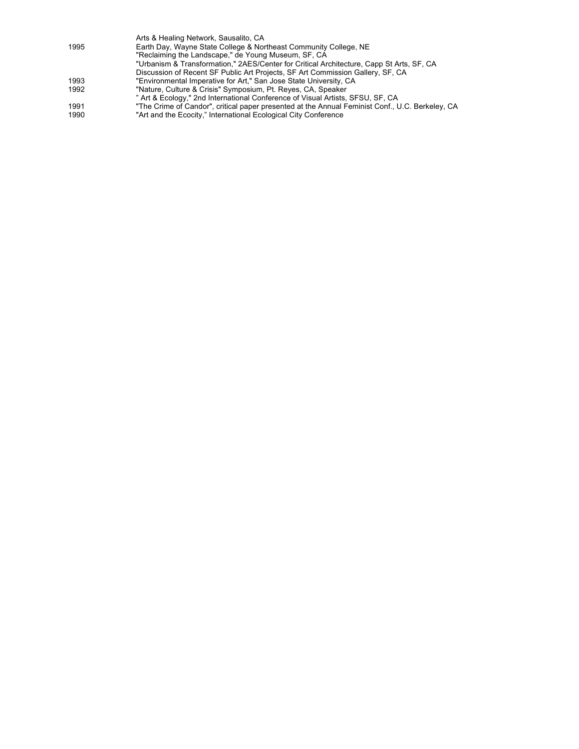| | |
|---|---|
| | Arts & Healing Network, Sausalito, CA |
| 1995 | Earth Day, Wayne State College & Northeast Community College, NE |
| | "Reclaiming the Landscape," de Young Museum, SF, CA |
| | "Urbanism & Transformation," 2AES/Center for Critical Architecture, Capp St Arts, SF, CA |
| | Discussion of Recent SF Public Art Projects, SF Art Commission Gallery, SF, CA |
| 1993 | "Environmental Imperative for Art," San Jose State University, CA |
| 1992 | "Nature, Culture & Crisis" Symposium, Pt. Reyes, CA, Speaker |
| | " Art & Ecology," 2nd International Conference of Visual Artists, SFSU, SF, CA |
| 1991 | "The Crime of Candor", critical paper presented at the Annual Feminist Conf., U.C. Berkeley, CA |
| 1990 | "Art and the Ecocity," International Ecological City Conference |